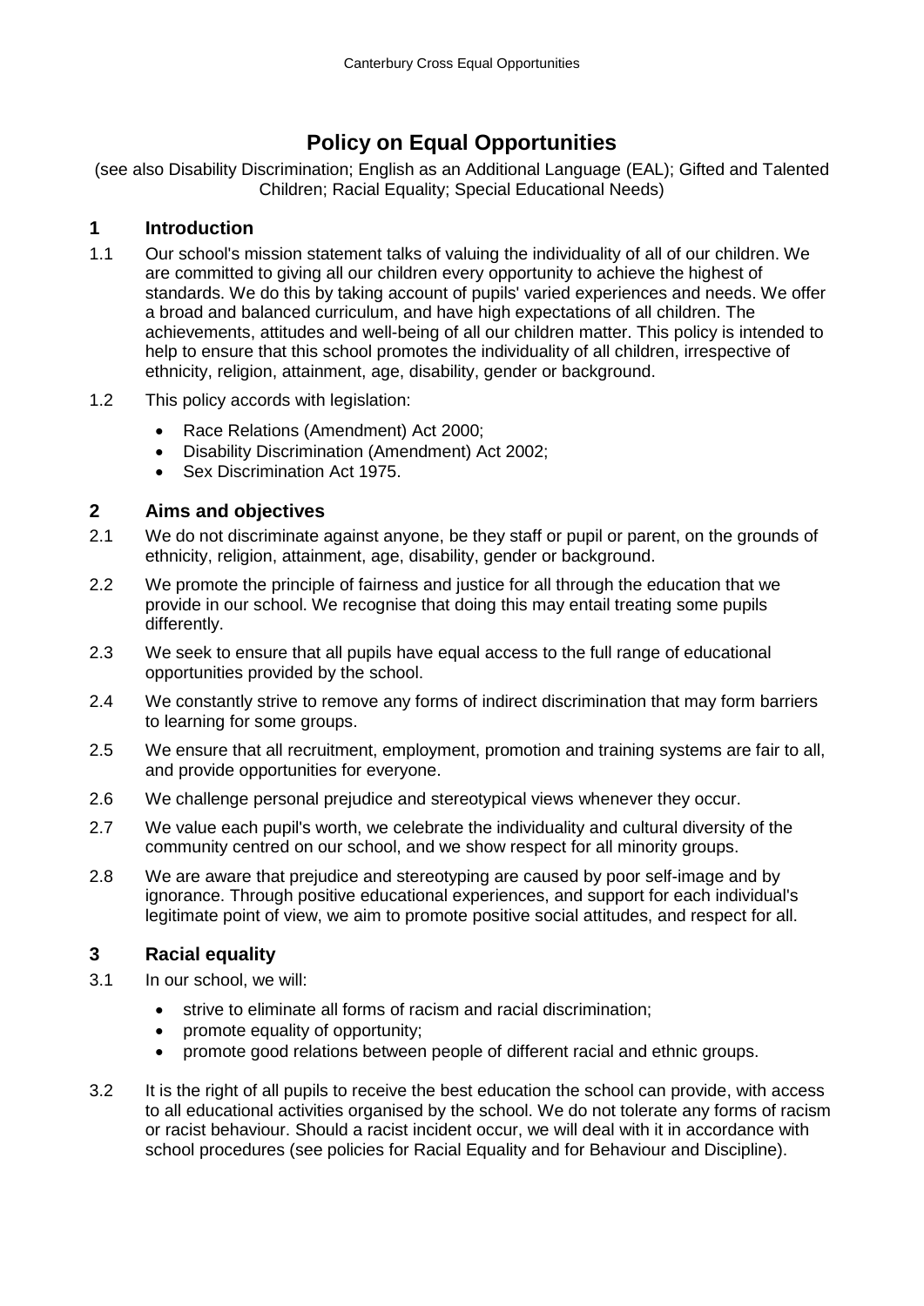# Policy on Equal Opportunities

(see also Disability Discrimination; English as an Additional Language (EAL); Gifted and Talented Children; Racial Equality; Special Educational Needs)

## 1 Introduction

1.1 Our school's mission statement talks of valuing the individuality of all of our children. We are committed to giving all our children every opportunity to achieve the highest of standards. We do this by taking account of pupils' varied experiences and needs. We offer a broad and balanced curriculum, and have high expectations of all children. The achievements, attitudes and well-being of all our children matter. This policy is intended to help to ensure that this school promotes the individuality of all children, irrespective of ethnicity, religion, attainment, age, disability, gender or background.

1.2 This policy accords with legislation:

- Race Relations (Amendment) Act 2000;
- Disability Discrimination (Amendment) Act 2002;
- Sex Discrimination Act 1975.

## 2 Aims and objectives

2.1 We do not discriminate against anyone, be they staff or pupil or parent, on the grounds of ethnicity, religion, attainment, age, disability, gender or background.

2.2 We promote the principle of fairness and justice for all through the education that we provide in our school. We recognise that doing this may entail treating some pupils differently.

2.3 We seek to ensure that all pupils have equal access to the full range of educational opportunities provided by the school.

2.4 We constantly strive to remove any forms of indirect discrimination that may form barriers to learning for some groups.

2.5 We ensure that all recruitment, employment, promotion and training systems are fair to all, and provide opportunities for everyone.

2.6 We challenge personal prejudice and stereotypical views whenever they occur.

2.7 We value each pupil's worth, we celebrate the individuality and cultural diversity of the community centred on our school, and we show respect for all minority groups.

2.8 We are aware that prejudice and stereotyping are caused by poor self-image and by ignorance. Through positive educational experiences, and support for each individual's legitimate point of view, we aim to promote positive social attitudes, and respect for all.

## 3 Racial equality

3.1 In our school, we will:

- strive to eliminate all forms of racism and racial discrimination;
- promote equality of opportunity;
- promote good relations between people of different racial and ethnic groups.

3.2 It is the right of all pupils to receive the best education the school can provide, with access to all educational activities organised by the school. We do not tolerate any forms of racism or racist behaviour. Should a racist incident occur, we will deal with it in accordance with school procedures (see policies for Racial Equality and for Behaviour and Discipline).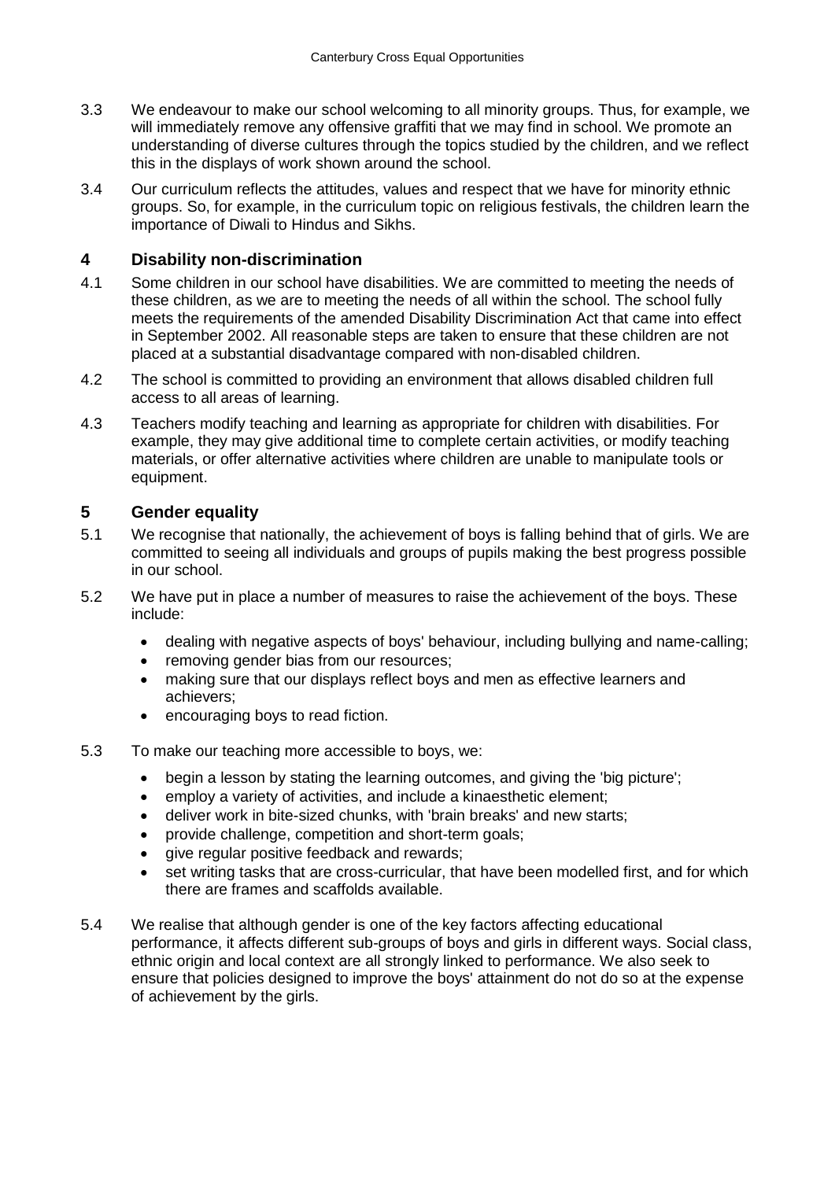3.3 We endeavour to make our school welcoming to all minority groups. Thus, for example, we will immediately remove any offensive graffiti that we may find in school. We promote an understanding of diverse cultures through the topics studied by the children, and we reflect this in the displays of work shown around the school.

3.4 Our curriculum reflects the attitudes, values and respect that we have for minority ethnic groups. So, for example, in the curriculum topic on religious festivals, the children learn the importance of Diwali to Hindus and Sikhs.

## 4 Disability non-discrimination

4.1 Some children in our school have disabilities. We are committed to meeting the needs of these children, as we are to meeting the needs of all within the school. The school fully meets the requirements of the amended Disability Discrimination Act that came into effect in September 2002. All reasonable steps are taken to ensure that these children are not placed at a substantial disadvantage compared with non-disabled children.

4.2 The school is committed to providing an environment that allows disabled children full access to all areas of learning.

4.3 Teachers modify teaching and learning as appropriate for children with disabilities. For example, they may give additional time to complete certain activities, or modify teaching materials, or offer alternative activities where children are unable to manipulate tools or equipment.

## 5 Gender equality

5.1 We recognise that nationally, the achievement of boys is falling behind that of girls. We are committed to seeing all individuals and groups of pupils making the best progress possible in our school.

5.2 We have put in place a number of measures to raise the achievement of the boys. These include:

- dealing with negative aspects of boys' behaviour, including bullying and name-calling;
- removing gender bias from our resources;
- making sure that our displays reflect boys and men as effective learners and achievers;
- encouraging boys to read fiction.

5.3 To make our teaching more accessible to boys, we:

- begin a lesson by stating the learning outcomes, and giving the 'big picture';
- employ a variety of activities, and include a kinaesthetic element;
- deliver work in bite-sized chunks, with 'brain breaks' and new starts;
- provide challenge, competition and short-term goals;
- give regular positive feedback and rewards;
- set writing tasks that are cross-curricular, that have been modelled first, and for which there are frames and scaffolds available.

5.4 We realise that although gender is one of the key factors affecting educational performance, it affects different sub-groups of boys and girls in different ways. Social class, ethnic origin and local context are all strongly linked to performance. We also seek to ensure that policies designed to improve the boys' attainment do not do so at the expense of achievement by the girls.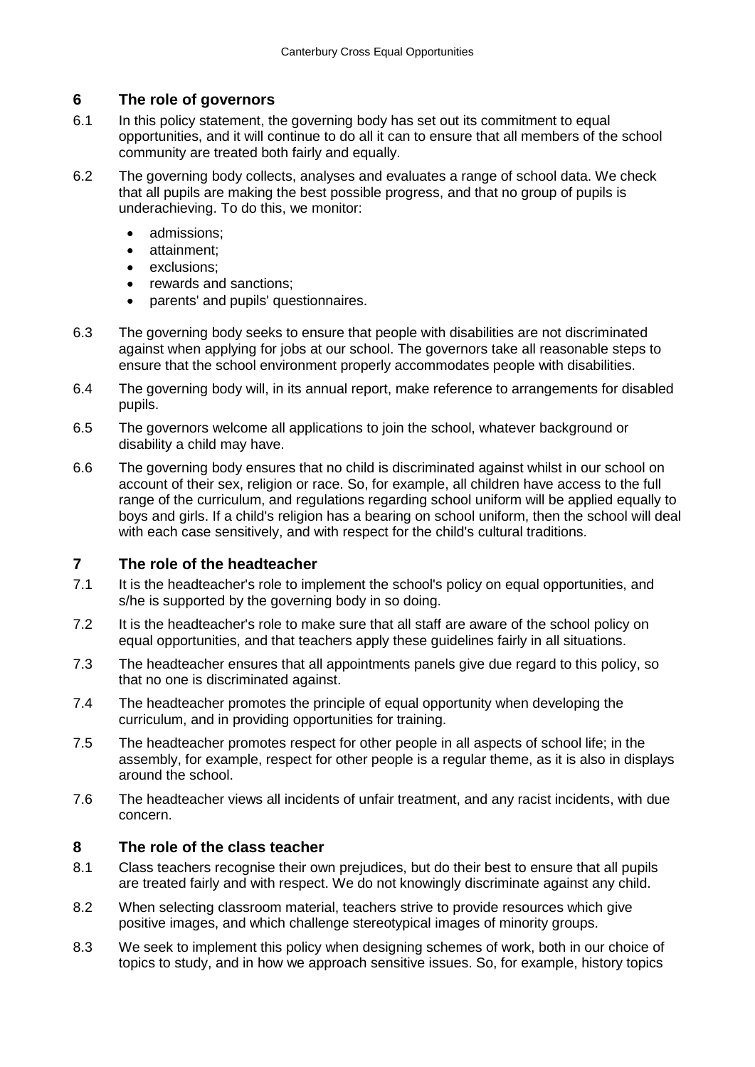## 6 The role of governors

6.1 In this policy statement, the governing body has set out its commitment to equal opportunities, and it will continue to do all it can to ensure that all members of the school community are treated both fairly and equally.

6.2 The governing body collects, analyses and evaluates a range of school data. We check that all pupils are making the best possible progress, and that no group of pupils is underachieving. To do this, we monitor:

- admissions;
- attainment;
- exclusions;
- rewards and sanctions;
- parents' and pupils' questionnaires.

6.3 The governing body seeks to ensure that people with disabilities are not discriminated against when applying for jobs at our school. The governors take all reasonable steps to ensure that the school environment properly accommodates people with disabilities.

6.4 The governing body will, in its annual report, make reference to arrangements for disabled pupils.

6.5 The governors welcome all applications to join the school, whatever background or disability a child may have.

6.6 The governing body ensures that no child is discriminated against whilst in our school on account of their sex, religion or race. So, for example, all children have access to the full range of the curriculum, and regulations regarding school uniform will be applied equally to boys and girls. If a child's religion has a bearing on school uniform, then the school will deal with each case sensitively, and with respect for the child's cultural traditions.

## 7 The role of the headteacher

7.1 It is the headteacher's role to implement the school's policy on equal opportunities, and s/he is supported by the governing body in so doing.

7.2 It is the headteacher's role to make sure that all staff are aware of the school policy on equal opportunities, and that teachers apply these guidelines fairly in all situations.

7.3 The headteacher ensures that all appointments panels give due regard to this policy, so that no one is discriminated against.

7.4 The headteacher promotes the principle of equal opportunity when developing the curriculum, and in providing opportunities for training.

7.5 The headteacher promotes respect for other people in all aspects of school life; in the assembly, for example, respect for other people is a regular theme, as it is also in displays around the school.

7.6 The headteacher views all incidents of unfair treatment, and any racist incidents, with due concern.

## 8 The role of the class teacher

8.1 Class teachers recognise their own prejudices, but do their best to ensure that all pupils are treated fairly and with respect. We do not knowingly discriminate against any child.

8.2 When selecting classroom material, teachers strive to provide resources which give positive images, and which challenge stereotypical images of minority groups.

8.3 We seek to implement this policy when designing schemes of work, both in our choice of topics to study, and in how we approach sensitive issues. So, for example, history topics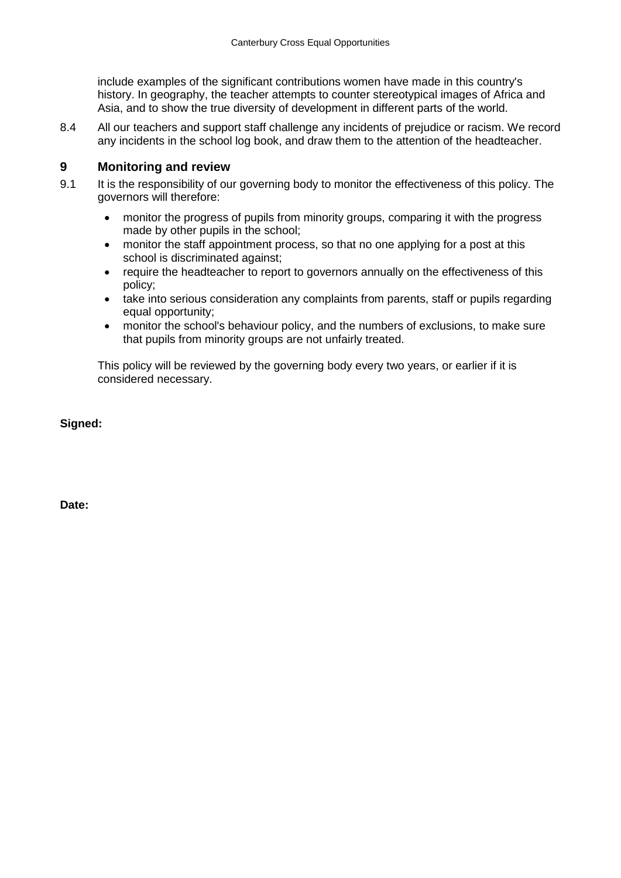include examples of the significant contributions women have made in this country's history. In geography, the teacher attempts to counter stereotypical images of Africa and Asia, and to show the true diversity of development in different parts of the world.

8.4 All our teachers and support staff challenge any incidents of prejudice or racism. We record any incidents in the school log book, and draw them to the attention of the headteacher.

## 9 Monitoring and review

9.1 It is the responsibility of our governing body to monitor the effectiveness of this policy. The governors will therefore:

- monitor the progress of pupils from minority groups, comparing it with the progress made by other pupils in the school;
- monitor the staff appointment process, so that no one applying for a post at this school is discriminated against;
- require the headteacher to report to governors annually on the effectiveness of this policy;
- take into serious consideration any complaints from parents, staff or pupils regarding equal opportunity;
- monitor the school's behaviour policy, and the numbers of exclusions, to make sure that pupils from minority groups are not unfairly treated.

This policy will be reviewed by the governing body every two years, or earlier if it is considered necessary.

**Signed:**

**Date:**